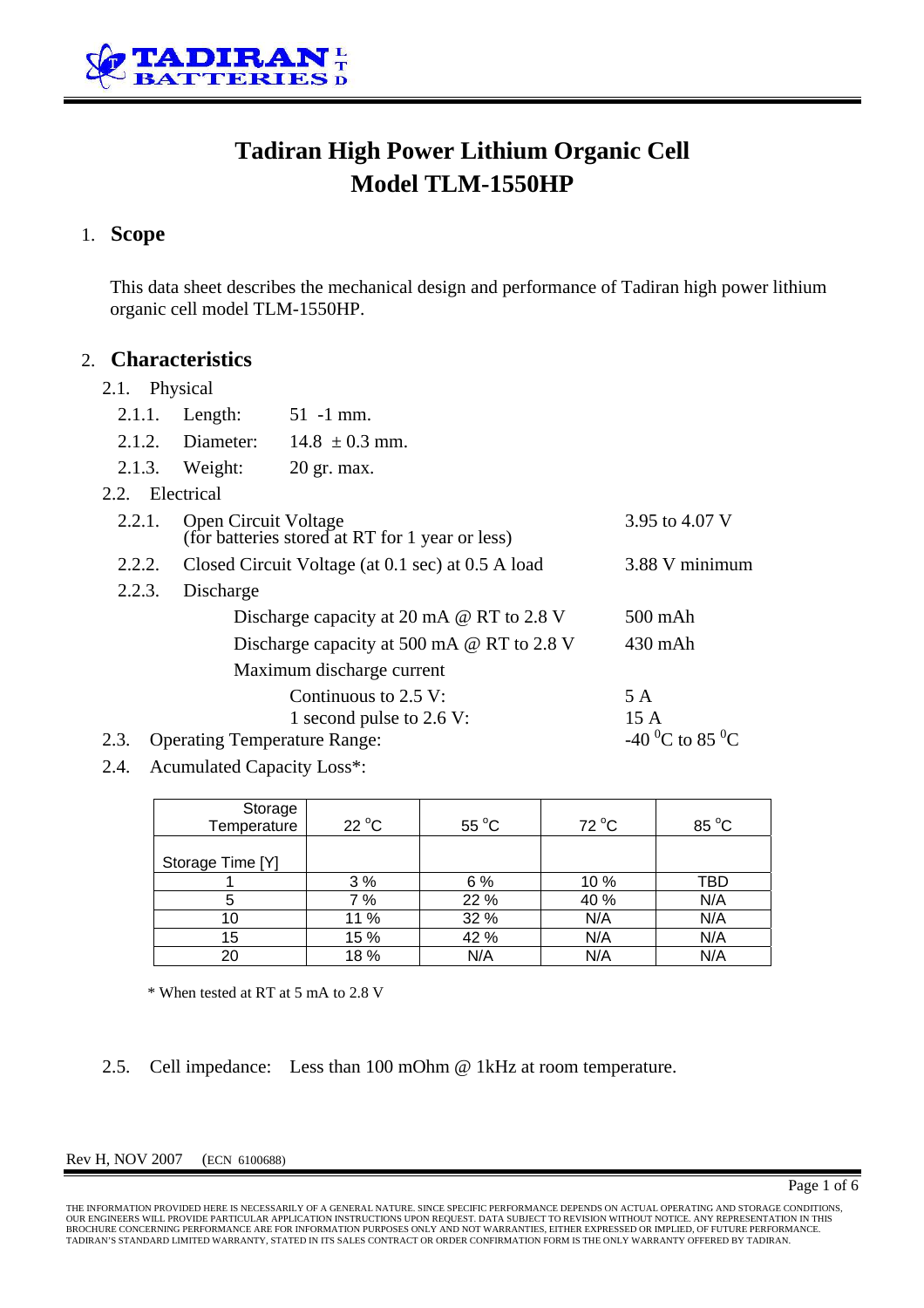# Tadiran High Power Lithium Organic Cell
# Model TLM-1550HP

## 1. Scope

This data sheet describes the mechanical design and performance of Tadiran high power lithium organic cell model TLM-1550HP.

## 2. Characteristics

2.1. Physical

- 2.1.1. Length: 51 -1 mm.
- 2.1.2. Diameter: 14.8 ± 0.3 mm.
- 2.1.3. Weight: 20 gr. max.

2.2. Electrical

- 2.2.1. Open Circuit Voltage (for batteries stored at RT for 1 year or less) — 3.95 to 4.07 V
- 2.2.2. Closed Circuit Voltage (at 0.1 sec) at 0.5 A load — 3.88 V minimum
- 2.2.3. Discharge
  - Discharge capacity at 20 mA @ RT to 2.8 V — 500 mAh
  - Discharge capacity at 500 mA @ RT to 2.8 V — 430 mAh
  - Maximum discharge current
    - Continuous to 2.5 V: — 5 A
    - 1 second pulse to 2.6 V: — 15 A

2.3. Operating Temperature Range: — -40 $^0$C to 85 $^0$C

2.4. Acumulated Capacity Loss*:

| Storage Temperature / Storage Time [Y] | 22 °C | 55 °C | 72 °C | 85 °C |
|---|---|---|---|---|
| 1 | 3 % | 6 % | 10 % | TBD |
| 5 | 7 % | 22 % | 40 % | N/A |
| 10 | 11 % | 32 % | N/A | N/A |
| 15 | 15 % | 42 % | N/A | N/A |
| 20 | 18 % | N/A | N/A | N/A |

\* When tested at RT at 5 mA to 2.8 V

2.5. Cell impedance: Less than 100 mOhm @ 1kHz at room temperature.

Rev H, NOV 2007 (ECN 6100688)

THE INFORMATION PROVIDED HERE IS NECESSARILY OF A GENERAL NATURE. SINCE SPECIFIC PERFORMANCE DEPENDS ON ACTUAL OPERATING AND STORAGE CONDITIONS, OUR ENGINEERS WILL PROVIDE PARTICULAR APPLICATION INSTRUCTIONS UPON REQUEST. DATA SUBJECT TO REVISION WITHOUT NOTICE. ANY REPRESENTATION IN THIS BROCHURE CONCERNING PERFORMANCE ARE FOR INFORMATION PURPOSES ONLY AND NOT WARRANTIES, EITHER EXPRESSED OR IMPLIED, OF FUTURE PERFORMANCE. TADIRAN'S STANDARD LIMITED WARRANTY, STATED IN ITS SALES CONTRACT OR ORDER CONFIRMATION FORM IS THE ONLY WARRANTY OFFERED BY TADIRAN.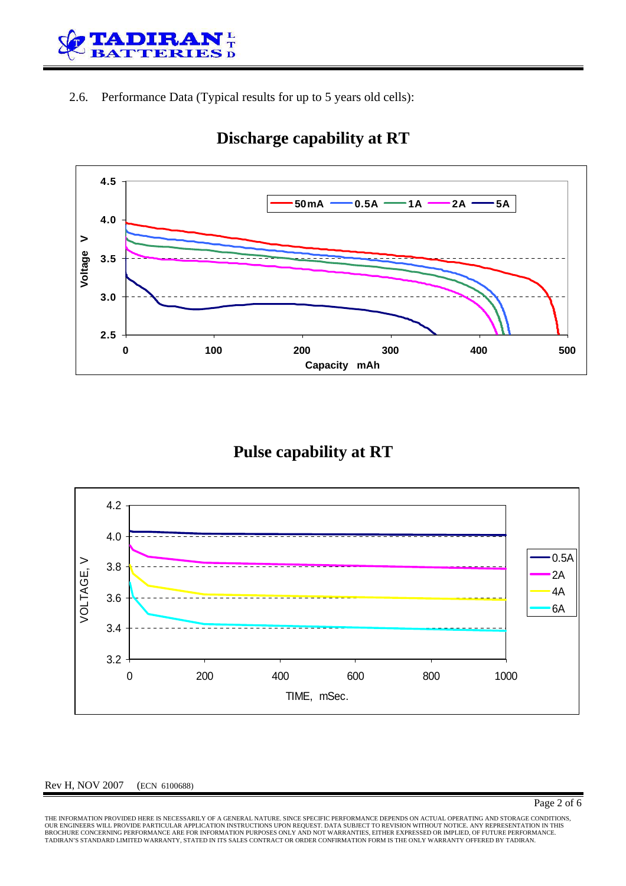2.6. Performance Data (Typical results for up to 5 years old cells):

## Discharge capability at RT

## Pulse capability at RT

Rev H, NOV 2007 (ECN 6100688)

THE INFORMATION PROVIDED HERE IS NECESSARILY OF A GENERAL NATURE. SINCE SPECIFIC PERFORMANCE DEPENDS ON ACTUAL OPERATING AND STORAGE CONDITIONS, OUR ENGINEERS WILL PROVIDE PARTICULAR APPLICATION INSTRUCTIONS UPON REQUEST. DATA SUBJECT TO REVISION WITHOUT NOTICE. ANY REPRESENTATION IN THIS BROCHURE CONCERNING PERFORMANCE ARE FOR INFORMATION PURPOSES ONLY AND NOT WARRANTIES, EITHER EXPRESSED OR IMPLIED, OF FUTURE PERFORMANCE. TADIRAN'S STANDARD LIMITED WARRANTY, STATED IN ITS SALES CONTRACT OR ORDER CONFIRMATION FORM IS THE ONLY WARRANTY OFFERED BY TADIRAN.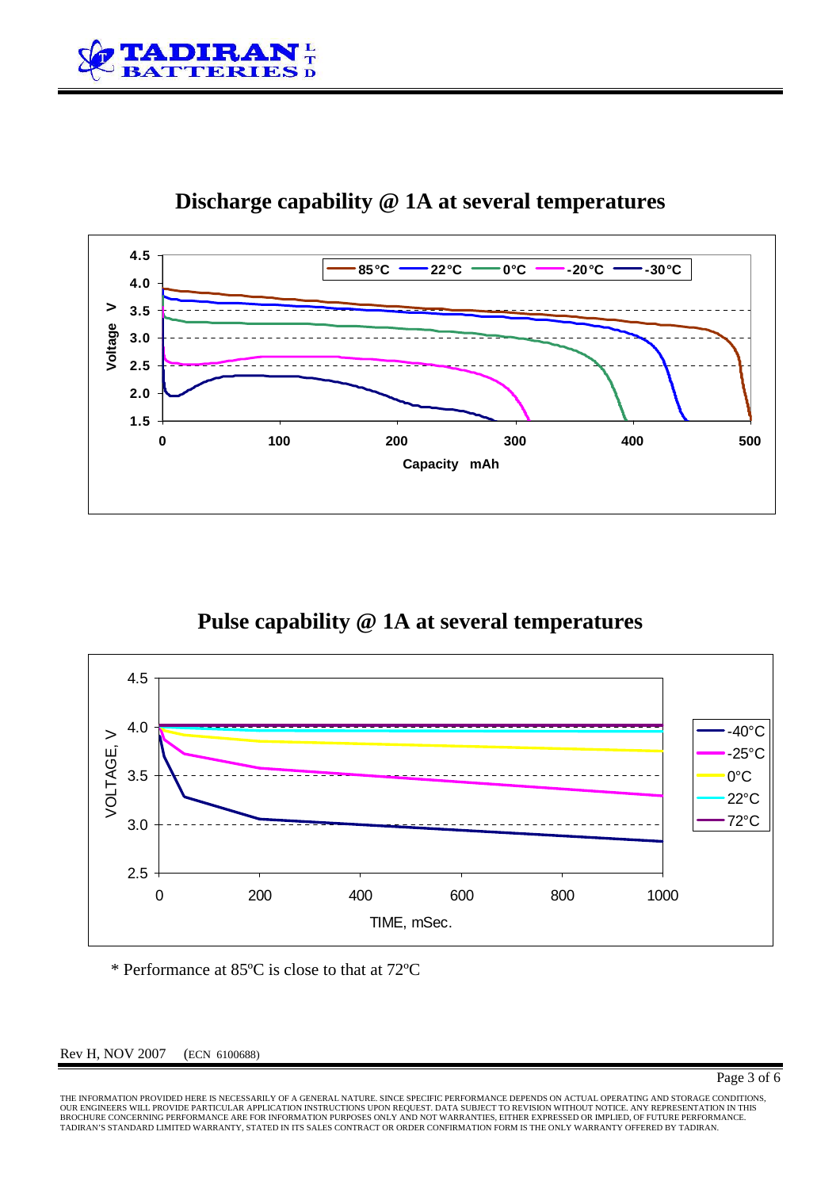## Discharge capability @ 1A at several temperatures

## Pulse capability @ 1A at several temperatures

\* Performance at 85ºC is close to that at 72ºC

Rev H, NOV 2007 (ECN 6100688)

THE INFORMATION PROVIDED HERE IS NECESSARILY OF A GENERAL NATURE. SINCE SPECIFIC PERFORMANCE DEPENDS ON ACTUAL OPERATING AND STORAGE CONDITIONS, OUR ENGINEERS WILL PROVIDE PARTICULAR APPLICATION INSTRUCTIONS UPON REQUEST. DATA SUBJECT TO REVISION WITHOUT NOTICE. ANY REPRESENTATION IN THIS BROCHURE CONCERNING PERFORMANCE ARE FOR INFORMATION PURPOSES ONLY AND NOT WARRANTIES, EITHER EXPRESSED OR IMPLIED, OF FUTURE PERFORMANCE. TADIRAN'S STANDARD LIMITED WARRANTY, STATED IN ITS SALES CONTRACT OR ORDER CONFIRMATION FORM IS THE ONLY WARRANTY OFFERED BY TADIRAN.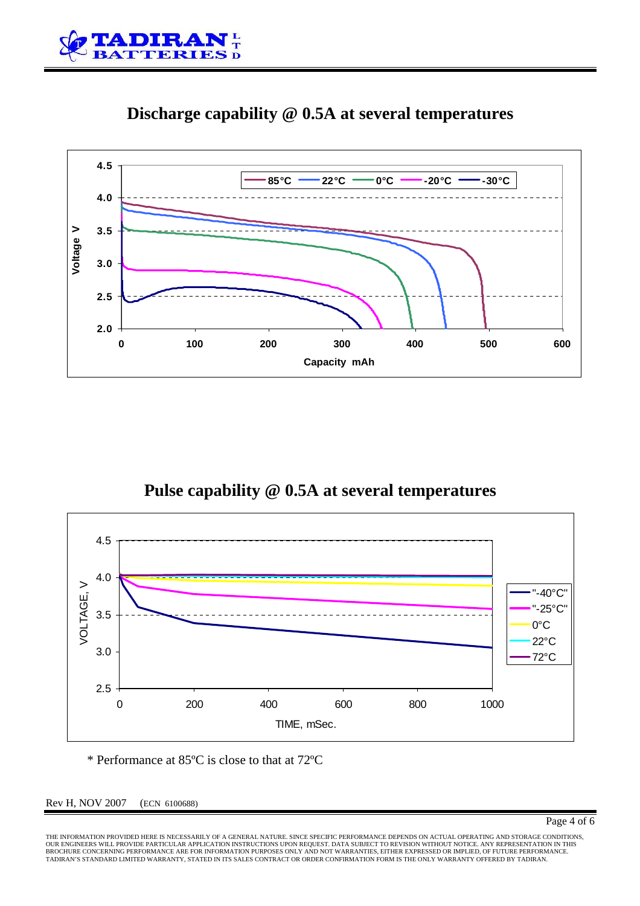## Discharge capability @ 0.5A at several temperatures

## Pulse capability @ 0.5A at several temperatures

\* Performance at 85ºC is close to that at 72ºC

Rev H, NOV 2007 (ECN 6100688)

THE INFORMATION PROVIDED HERE IS NECESSARILY OF A GENERAL NATURE. SINCE SPECIFIC PERFORMANCE DEPENDS ON ACTUAL OPERATING AND STORAGE CONDITIONS, OUR ENGINEERS WILL PROVIDE PARTICULAR APPLICATION INSTRUCTIONS UPON REQUEST. DATA SUBJECT TO REVISION WITHOUT NOTICE. ANY REPRESENTATION IN THIS BROCHURE CONCERNING PERFORMANCE ARE FOR INFORMATION PURPOSES ONLY AND NOT WARRANTIES, EITHER EXPRESSED OR IMPLIED, OF FUTURE PERFORMANCE. TADIRAN'S STANDARD LIMITED WARRANTY, STATED IN ITS SALES CONTRACT OR ORDER CONFIRMATION FORM IS THE ONLY WARRANTY OFFERED BY TADIRAN.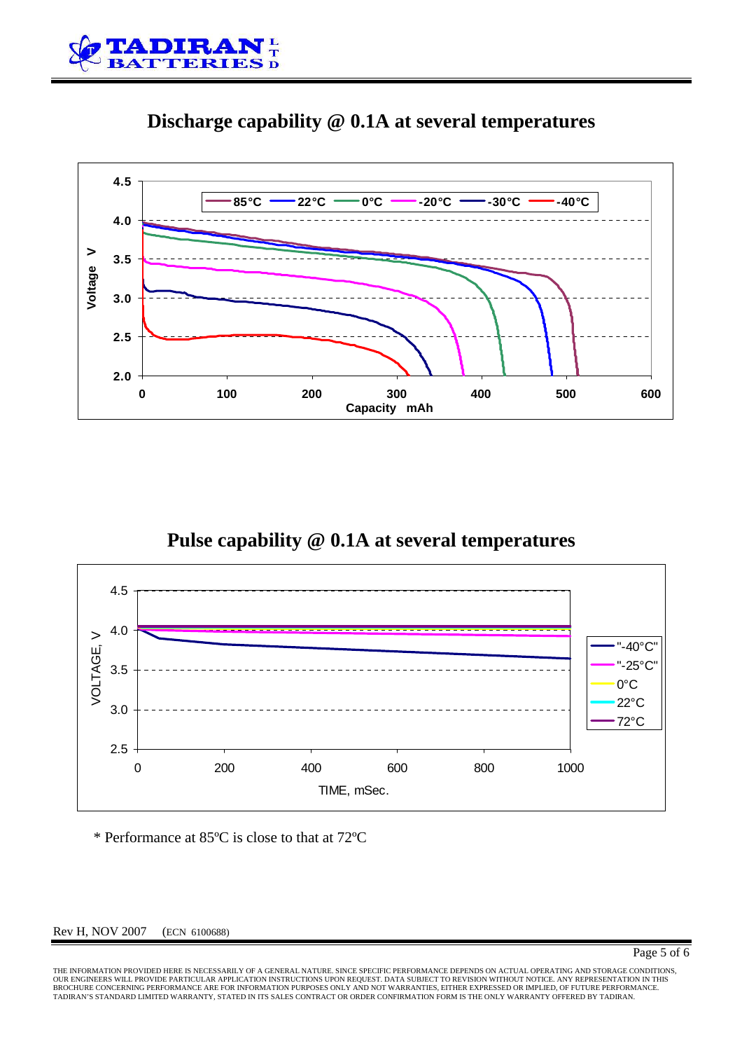## Discharge capability @ 0.1A at several temperatures

## Pulse capability @ 0.1A at several temperatures

\* Performance at 85ºC is close to that at 72ºC

Rev H, NOV 2007 (ECN 6100688)

THE INFORMATION PROVIDED HERE IS NECESSARILY OF A GENERAL NATURE. SINCE SPECIFIC PERFORMANCE DEPENDS ON ACTUAL OPERATING AND STORAGE CONDITIONS, OUR ENGINEERS WILL PROVIDE PARTICULAR APPLICATION INSTRUCTIONS UPON REQUEST. DATA SUBJECT TO REVISION WITHOUT NOTICE. ANY REPRESENTATION IN THIS BROCHURE CONCERNING PERFORMANCE ARE FOR INFORMATION PURPOSES ONLY AND NOT WARRANTIES, EITHER EXPRESSED OR IMPLIED, OF FUTURE PERFORMANCE. TADIRAN'S STANDARD LIMITED WARRANTY, STATED IN ITS SALES CONTRACT OR ORDER CONFIRMATION FORM IS THE ONLY WARRANTY OFFERED BY TADIRAN.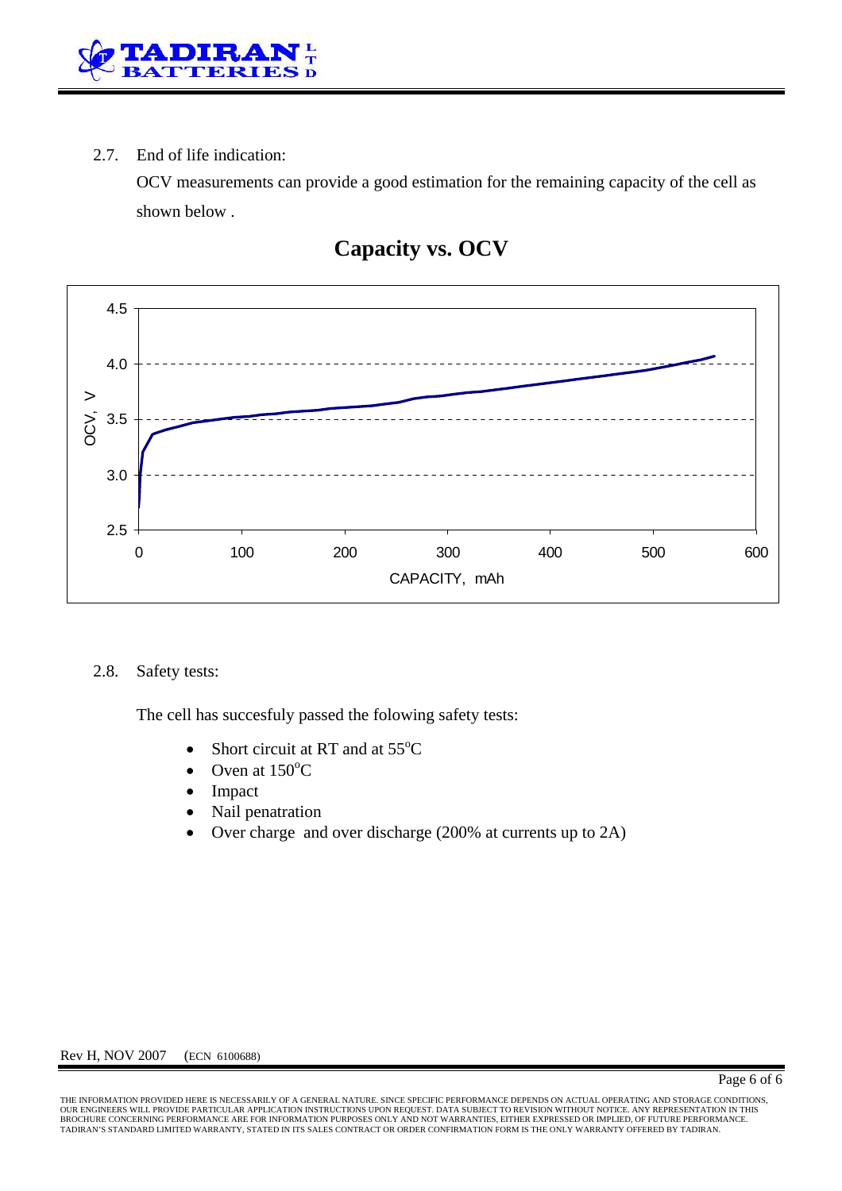2.7. End of life indication:

OCV measurements can provide a good estimation for the remaining capacity of the cell as shown below .

**Capacity vs. OCV**

OCV, V

4.5
4.0
3.5
3.0
2.5

0 100 200 300 400 500 600

CAPACITY, mAh

2.8. Safety tests:

The cell has succesfuly passed the folowing safety tests:

- Short circuit at RT and at 55°C
- Oven at 150°C
- Impact
- Nail penatration
- Over charge and over discharge (200% at currents up to 2A)

Rev H, NOV 2007 (ECN 6100688)

THE INFORMATION PROVIDED HERE IS NECESSARILY OF A GENERAL NATURE. SINCE SPECIFIC PERFORMANCE DEPENDS ON ACTUAL OPERATING AND STORAGE CONDITIONS, OUR ENGINEERS WILL PROVIDE PARTICULAR APPLICATION INSTRUCTIONS UPON REQUEST. DATA SUBJECT TO REVISION WITHOUT NOTICE. ANY REPRESENTATION IN THIS BROCHURE CONCERNING PERFORMANCE ARE FOR INFORMATION PURPOSES ONLY AND NOT WARRANTIES, EITHER EXPRESSED OR IMPLIED, OF FUTURE PERFORMANCE. TADIRAN'S STANDARD LIMITED WARRANTY, STATED IN ITS SALES CONTRACT OR ORDER CONFIRMATION FORM IS THE ONLY WARRANTY OFFERED BY TADIRAN.